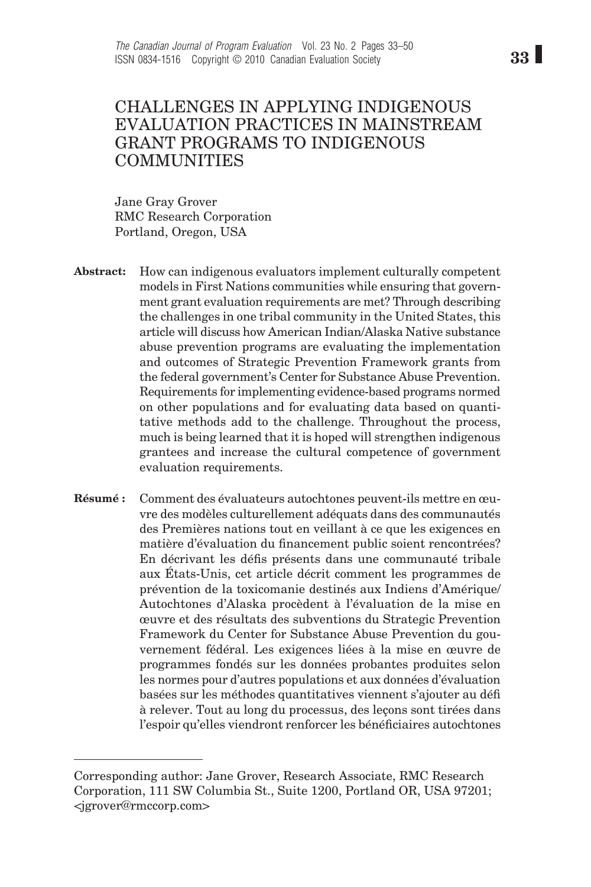# CHALLENGES IN APPLYING INDIGENOUS EVALUATION PRACTICES IN MAINSTREAM GRANT PROGRAMS TO INDIGENOUS COMMUNITIES

Jane Gray Grover
RMC Research Corporation
Portland, Oregon, USA

**Abstract:** How can indigenous evaluators implement culturally competent models in First Nations communities while ensuring that government grant evaluation requirements are met? Through describing the challenges in one tribal community in the United States, this article will discuss how American Indian/Alaska Native substance abuse prevention programs are evaluating the implementation and outcomes of Strategic Prevention Framework grants from the federal government's Center for Substance Abuse Prevention. Requirements for implementing evidence-based programs normed on other populations and for evaluating data based on quantitative methods add to the challenge. Throughout the process, much is being learned that it is hoped will strengthen indigenous grantees and increase the cultural competence of government evaluation requirements.

**Résumé :** Comment des évaluateurs autochtones peuvent-ils mettre en œuvre des modèles culturellement adéquats dans des communautés des Premières nations tout en veillant à ce que les exigences en matière d'évaluation du financement public soient rencontrées? En décrivant les défis présents dans une communauté tribale aux États-Unis, cet article décrit comment les programmes de prévention de la toxicomanie destinés aux Indiens d'Amérique/ Autochtones d'Alaska procèdent à l'évaluation de la mise en œuvre et des résultats des subventions du Strategic Prevention Framework du Center for Substance Abuse Prevention du gouvernement fédéral. Les exigences liées à la mise en œuvre de programmes fondés sur les données probantes produites selon les normes pour d'autres populations et aux données d'évaluation basées sur les méthodes quantitatives viennent s'ajouter au défi à relever. Tout au long du processus, des leçons sont tirées dans l'espoir qu'elles viendront renforcer les bénéficiaires autochtones

---

Corresponding author: Jane Grover, Research Associate, RMC Research Corporation, 111 SW Columbia St., Suite 1200, Portland OR, USA 97201; <jgrover@rmccorp.com>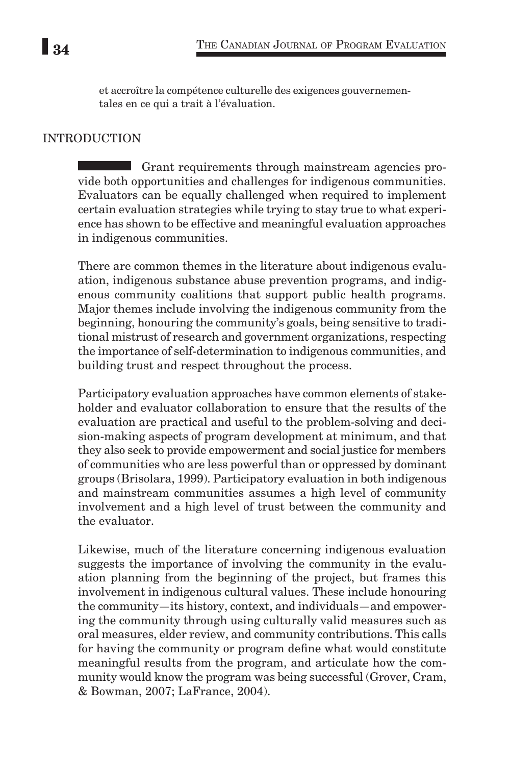et accroître la compétence culturelle des exigences gouvernementales en ce qui a trait à l'évaluation.

## INTRODUCTION

Grant requirements through mainstream agencies provide both opportunities and challenges for indigenous communities. Evaluators can be equally challenged when required to implement certain evaluation strategies while trying to stay true to what experience has shown to be effective and meaningful evaluation approaches in indigenous communities.

There are common themes in the literature about indigenous evaluation, indigenous substance abuse prevention programs, and indigenous community coalitions that support public health programs. Major themes include involving the indigenous community from the beginning, honouring the community's goals, being sensitive to traditional mistrust of research and government organizations, respecting the importance of self-determination to indigenous communities, and building trust and respect throughout the process.

Participatory evaluation approaches have common elements of stakeholder and evaluator collaboration to ensure that the results of the evaluation are practical and useful to the problem-solving and decision-making aspects of program development at minimum, and that they also seek to provide empowerment and social justice for members of communities who are less powerful than or oppressed by dominant groups (Brisolara, 1999). Participatory evaluation in both indigenous and mainstream communities assumes a high level of community involvement and a high level of trust between the community and the evaluator.

Likewise, much of the literature concerning indigenous evaluation suggests the importance of involving the community in the evaluation planning from the beginning of the project, but frames this involvement in indigenous cultural values. These include honouring the community—its history, context, and individuals—and empowering the community through using culturally valid measures such as oral measures, elder review, and community contributions. This calls for having the community or program define what would constitute meaningful results from the program, and articulate how the community would know the program was being successful (Grover, Cram, & Bowman, 2007; LaFrance, 2004).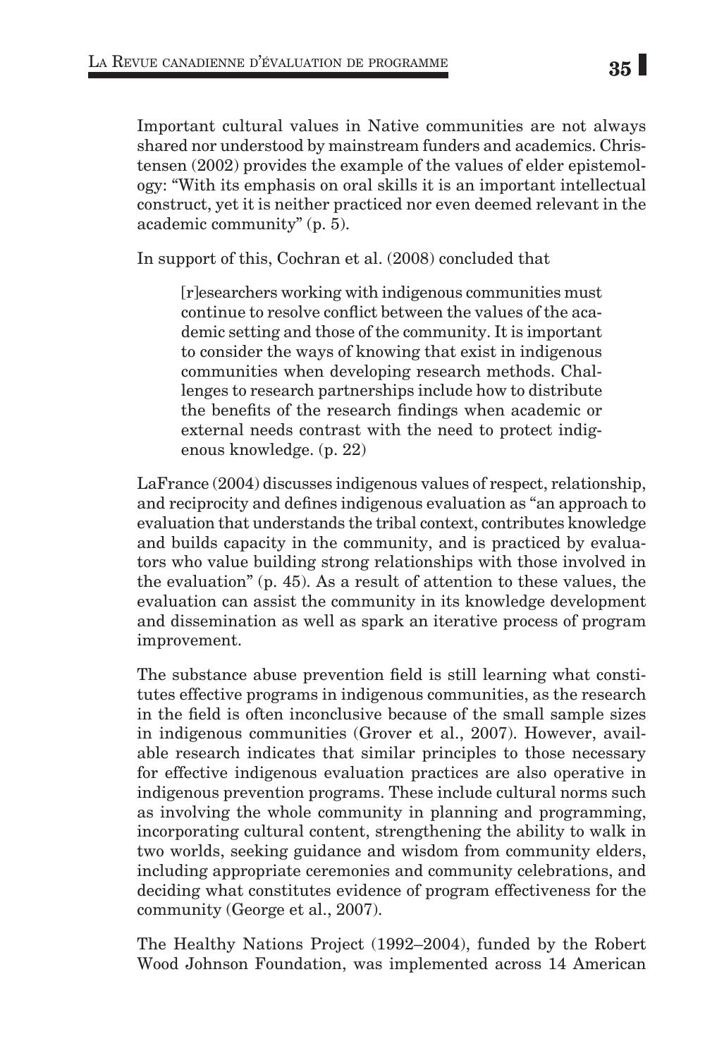Important cultural values in Native communities are not always shared nor understood by mainstream funders and academics. Christensen (2002) provides the example of the values of elder epistemology: "With its emphasis on oral skills it is an important intellectual construct, yet it is neither practiced nor even deemed relevant in the academic community" (p. 5).

In support of this, Cochran et al. (2008) concluded that

> [r]esearchers working with indigenous communities must continue to resolve conflict between the values of the academic setting and those of the community. It is important to consider the ways of knowing that exist in indigenous communities when developing research methods. Challenges to research partnerships include how to distribute the benefits of the research findings when academic or external needs contrast with the need to protect indigenous knowledge. (p. 22)

LaFrance (2004) discusses indigenous values of respect, relationship, and reciprocity and defines indigenous evaluation as "an approach to evaluation that understands the tribal context, contributes knowledge and builds capacity in the community, and is practiced by evaluators who value building strong relationships with those involved in the evaluation" (p. 45). As a result of attention to these values, the evaluation can assist the community in its knowledge development and dissemination as well as spark an iterative process of program improvement.

The substance abuse prevention field is still learning what constitutes effective programs in indigenous communities, as the research in the field is often inconclusive because of the small sample sizes in indigenous communities (Grover et al., 2007). However, available research indicates that similar principles to those necessary for effective indigenous evaluation practices are also operative in indigenous prevention programs. These include cultural norms such as involving the whole community in planning and programming, incorporating cultural content, strengthening the ability to walk in two worlds, seeking guidance and wisdom from community elders, including appropriate ceremonies and community celebrations, and deciding what constitutes evidence of program effectiveness for the community (George et al., 2007).

The Healthy Nations Project (1992–2004), funded by the Robert Wood Johnson Foundation, was implemented across 14 American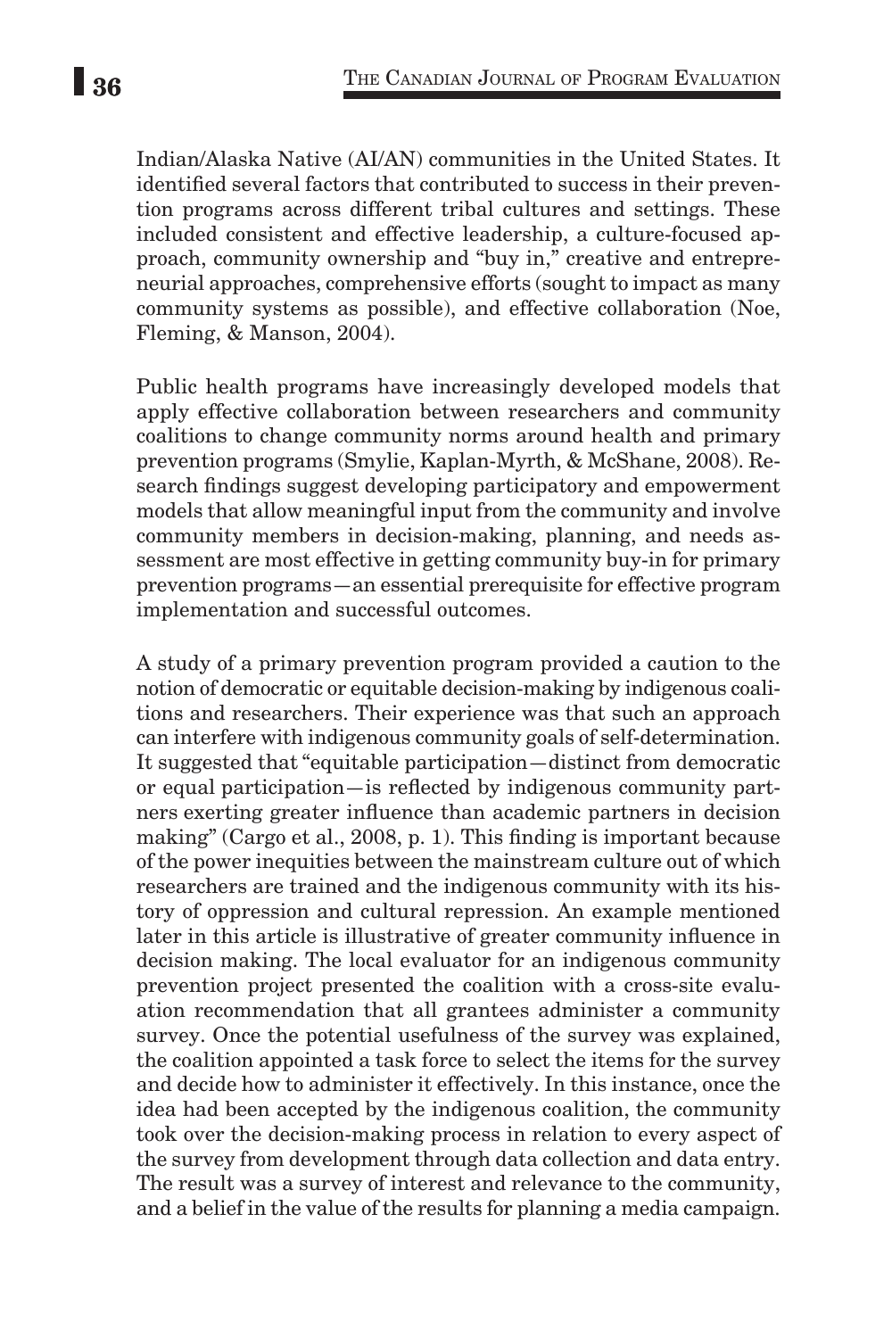Indian/Alaska Native (AI/AN) communities in the United States. It identified several factors that contributed to success in their prevention programs across different tribal cultures and settings. These included consistent and effective leadership, a culture-focused approach, community ownership and "buy in," creative and entrepreneurial approaches, comprehensive efforts (sought to impact as many community systems as possible), and effective collaboration (Noe, Fleming, & Manson, 2004).

Public health programs have increasingly developed models that apply effective collaboration between researchers and community coalitions to change community norms around health and primary prevention programs (Smylie, Kaplan-Myrth, & McShane, 2008). Research findings suggest developing participatory and empowerment models that allow meaningful input from the community and involve community members in decision-making, planning, and needs assessment are most effective in getting community buy-in for primary prevention programs—an essential prerequisite for effective program implementation and successful outcomes.

A study of a primary prevention program provided a caution to the notion of democratic or equitable decision-making by indigenous coalitions and researchers. Their experience was that such an approach can interfere with indigenous community goals of self-determination. It suggested that "equitable participation—distinct from democratic or equal participation—is reflected by indigenous community partners exerting greater influence than academic partners in decision making" (Cargo et al., 2008, p. 1). This finding is important because of the power inequities between the mainstream culture out of which researchers are trained and the indigenous community with its history of oppression and cultural repression. An example mentioned later in this article is illustrative of greater community influence in decision making. The local evaluator for an indigenous community prevention project presented the coalition with a cross-site evaluation recommendation that all grantees administer a community survey. Once the potential usefulness of the survey was explained, the coalition appointed a task force to select the items for the survey and decide how to administer it effectively. In this instance, once the idea had been accepted by the indigenous coalition, the community took over the decision-making process in relation to every aspect of the survey from development through data collection and data entry. The result was a survey of interest and relevance to the community, and a belief in the value of the results for planning a media campaign.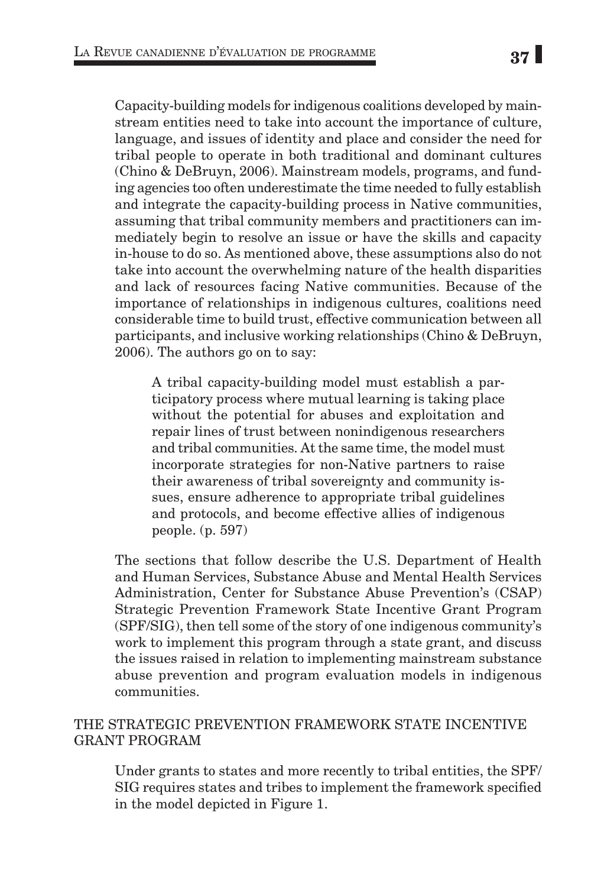Capacity-building models for indigenous coalitions developed by mainstream entities need to take into account the importance of culture, language, and issues of identity and place and consider the need for tribal people to operate in both traditional and dominant cultures (Chino & DeBruyn, 2006). Mainstream models, programs, and funding agencies too often underestimate the time needed to fully establish and integrate the capacity-building process in Native communities, assuming that tribal community members and practitioners can immediately begin to resolve an issue or have the skills and capacity in-house to do so. As mentioned above, these assumptions also do not take into account the overwhelming nature of the health disparities and lack of resources facing Native communities. Because of the importance of relationships in indigenous cultures, coalitions need considerable time to build trust, effective communication between all participants, and inclusive working relationships (Chino & DeBruyn, 2006). The authors go on to say:

> A tribal capacity-building model must establish a participatory process where mutual learning is taking place without the potential for abuses and exploitation and repair lines of trust between nonindigenous researchers and tribal communities. At the same time, the model must incorporate strategies for non-Native partners to raise their awareness of tribal sovereignty and community issues, ensure adherence to appropriate tribal guidelines and protocols, and become effective allies of indigenous people. (p. 597)

The sections that follow describe the U.S. Department of Health and Human Services, Substance Abuse and Mental Health Services Administration, Center for Substance Abuse Prevention's (CSAP) Strategic Prevention Framework State Incentive Grant Program (SPF/SIG), then tell some of the story of one indigenous community's work to implement this program through a state grant, and discuss the issues raised in relation to implementing mainstream substance abuse prevention and program evaluation models in indigenous communities.

## THE STRATEGIC PREVENTION FRAMEWORK STATE INCENTIVE GRANT PROGRAM

Under grants to states and more recently to tribal entities, the SPF/SIG requires states and tribes to implement the framework specified in the model depicted in Figure 1.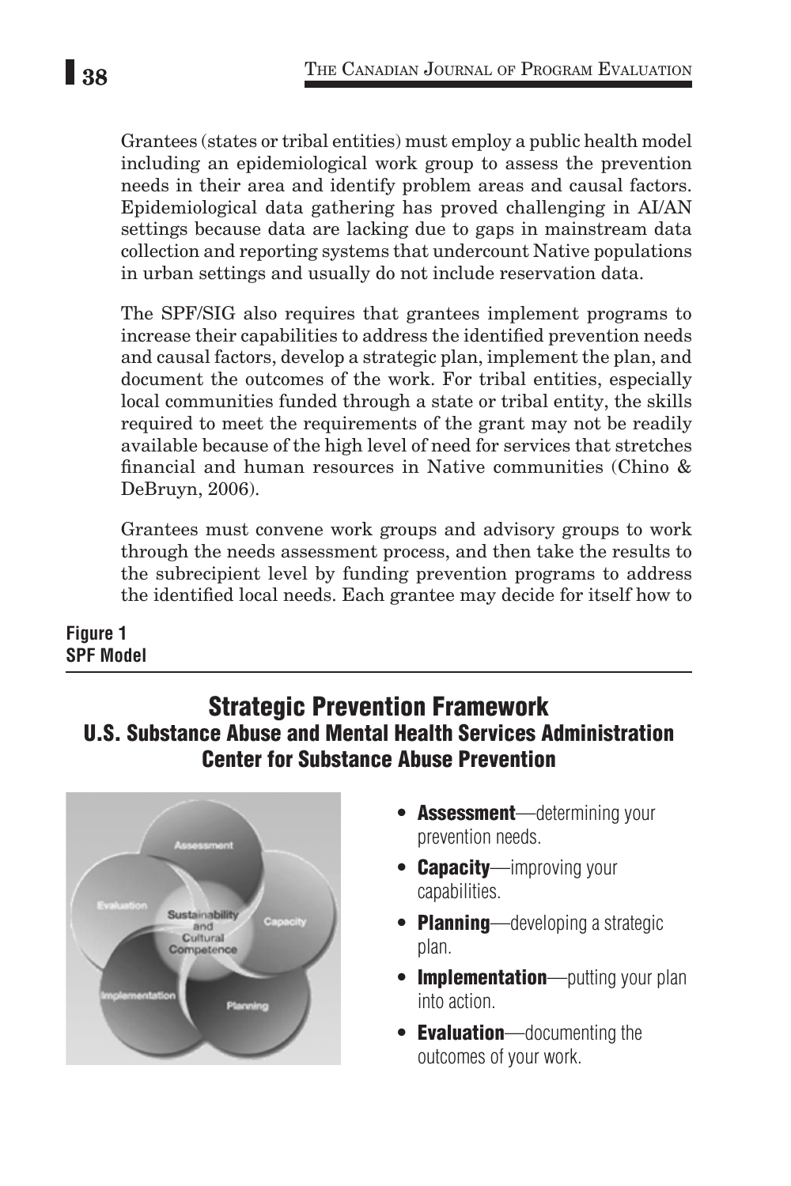Grantees (states or tribal entities) must employ a public health model including an epidemiological work group to assess the prevention needs in their area and identify problem areas and causal factors. Epidemiological data gathering has proved challenging in AI/AN settings because data are lacking due to gaps in mainstream data collection and reporting systems that undercount Native populations in urban settings and usually do not include reservation data.

The SPF/SIG also requires that grantees implement programs to increase their capabilities to address the identified prevention needs and causal factors, develop a strategic plan, implement the plan, and document the outcomes of the work. For tribal entities, especially local communities funded through a state or tribal entity, the skills required to meet the requirements of the grant may not be readily available because of the high level of need for services that stretches financial and human resources in Native communities (Chino & DeBruyn, 2006).

Grantees must convene work groups and advisory groups to work through the needs assessment process, and then take the results to the subrecipient level by funding prevention programs to address the identified local needs. Each grantee may decide for itself how to

**Figure 1**
**SPF Model**

## Strategic Prevention Framework
### U.S. Substance Abuse and Mental Health Services Administration
### Center for Substance Abuse Prevention

Assessment, Capacity, Planning, Implementation, Evaluation, Sustainability and Cultural Competence

- **Assessment**—determining your prevention needs.
- **Capacity**—improving your capabilities.
- **Planning**—developing a strategic plan.
- **Implementation**—putting your plan into action.
- **Evaluation**—documenting the outcomes of your work.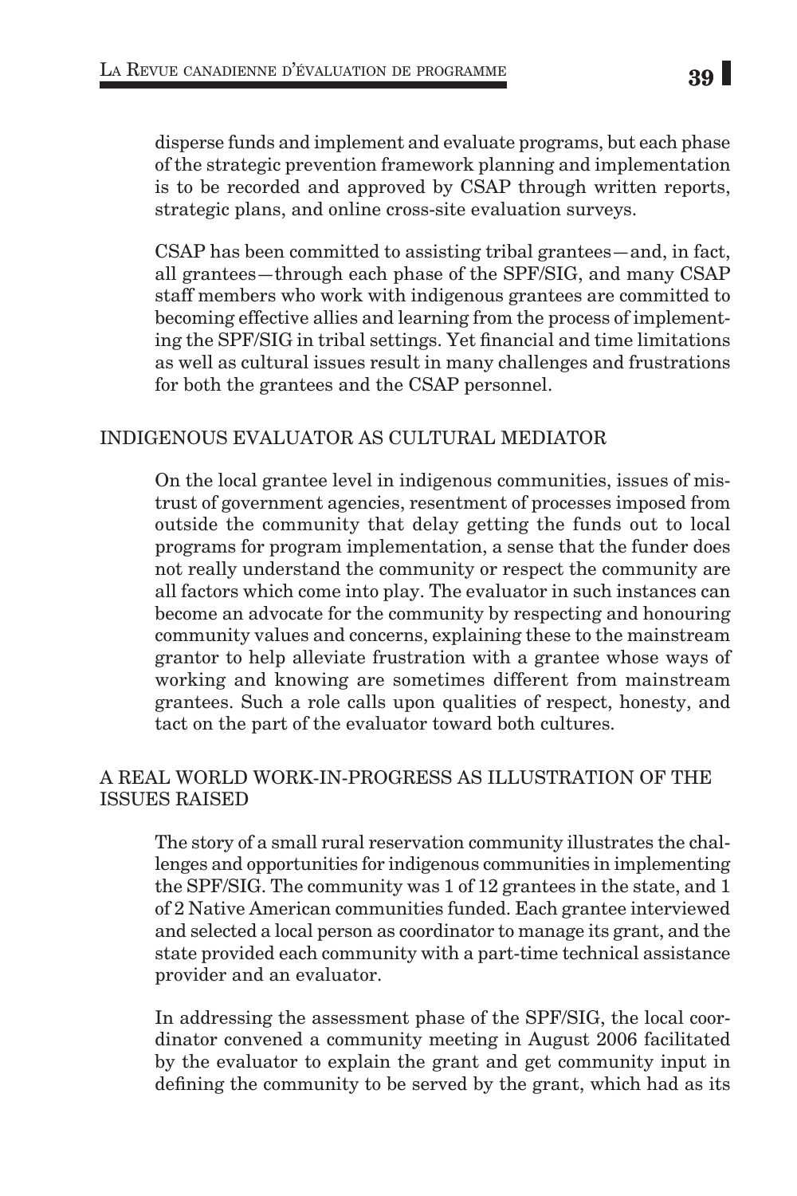disperse funds and implement and evaluate programs, but each phase of the strategic prevention framework planning and implementation is to be recorded and approved by CSAP through written reports, strategic plans, and online cross-site evaluation surveys.

CSAP has been committed to assisting tribal grantees—and, in fact, all grantees—through each phase of the SPF/SIG, and many CSAP staff members who work with indigenous grantees are committed to becoming effective allies and learning from the process of implementing the SPF/SIG in tribal settings. Yet financial and time limitations as well as cultural issues result in many challenges and frustrations for both the grantees and the CSAP personnel.

## INDIGENOUS EVALUATOR AS CULTURAL MEDIATOR

On the local grantee level in indigenous communities, issues of mistrust of government agencies, resentment of processes imposed from outside the community that delay getting the funds out to local programs for program implementation, a sense that the funder does not really understand the community or respect the community are all factors which come into play. The evaluator in such instances can become an advocate for the community by respecting and honouring community values and concerns, explaining these to the mainstream grantor to help alleviate frustration with a grantee whose ways of working and knowing are sometimes different from mainstream grantees. Such a role calls upon qualities of respect, honesty, and tact on the part of the evaluator toward both cultures.

## A REAL WORLD WORK-IN-PROGRESS AS ILLUSTRATION OF THE ISSUES RAISED

The story of a small rural reservation community illustrates the challenges and opportunities for indigenous communities in implementing the SPF/SIG. The community was 1 of 12 grantees in the state, and 1 of 2 Native American communities funded. Each grantee interviewed and selected a local person as coordinator to manage its grant, and the state provided each community with a part-time technical assistance provider and an evaluator.

In addressing the assessment phase of the SPF/SIG, the local coordinator convened a community meeting in August 2006 facilitated by the evaluator to explain the grant and get community input in defining the community to be served by the grant, which had as its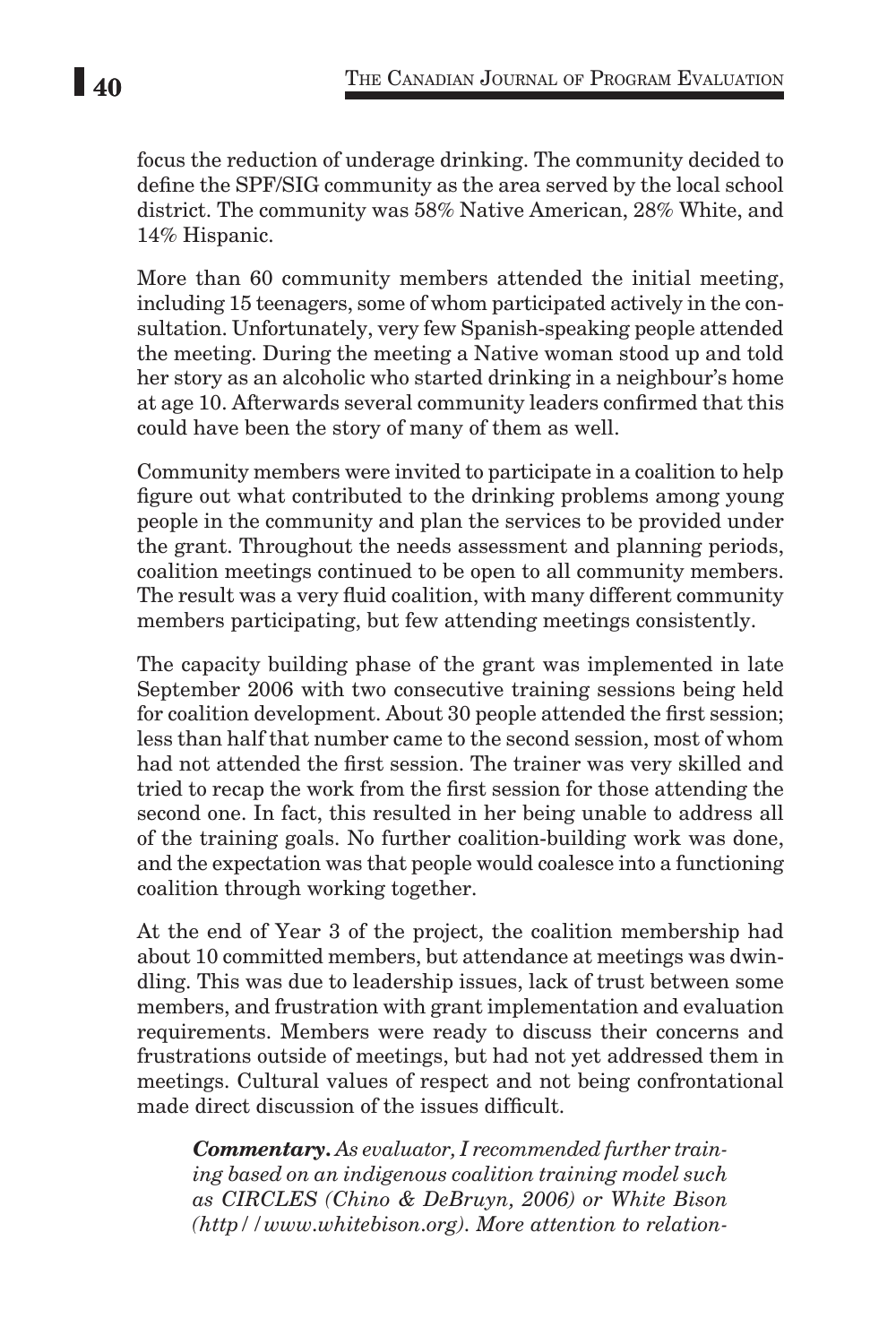focus the reduction of underage drinking. The community decided to define the SPF/SIG community as the area served by the local school district. The community was 58% Native American, 28% White, and 14% Hispanic.

More than 60 community members attended the initial meeting, including 15 teenagers, some of whom participated actively in the consultation. Unfortunately, very few Spanish-speaking people attended the meeting. During the meeting a Native woman stood up and told her story as an alcoholic who started drinking in a neighbour's home at age 10. Afterwards several community leaders confirmed that this could have been the story of many of them as well.

Community members were invited to participate in a coalition to help figure out what contributed to the drinking problems among young people in the community and plan the services to be provided under the grant. Throughout the needs assessment and planning periods, coalition meetings continued to be open to all community members. The result was a very fluid coalition, with many different community members participating, but few attending meetings consistently.

The capacity building phase of the grant was implemented in late September 2006 with two consecutive training sessions being held for coalition development. About 30 people attended the first session; less than half that number came to the second session, most of whom had not attended the first session. The trainer was very skilled and tried to recap the work from the first session for those attending the second one. In fact, this resulted in her being unable to address all of the training goals. No further coalition-building work was done, and the expectation was that people would coalesce into a functioning coalition through working together.

At the end of Year 3 of the project, the coalition membership had about 10 committed members, but attendance at meetings was dwindling. This was due to leadership issues, lack of trust between some members, and frustration with grant implementation and evaluation requirements. Members were ready to discuss their concerns and frustrations outside of meetings, but had not yet addressed them in meetings. Cultural values of respect and not being confrontational made direct discussion of the issues difficult.

> ***Commentary.*** *As evaluator, I recommended further training based on an indigenous coalition training model such as CIRCLES (Chino & DeBruyn, 2006) or White Bison (http//www.whitebison.org). More attention to relation-*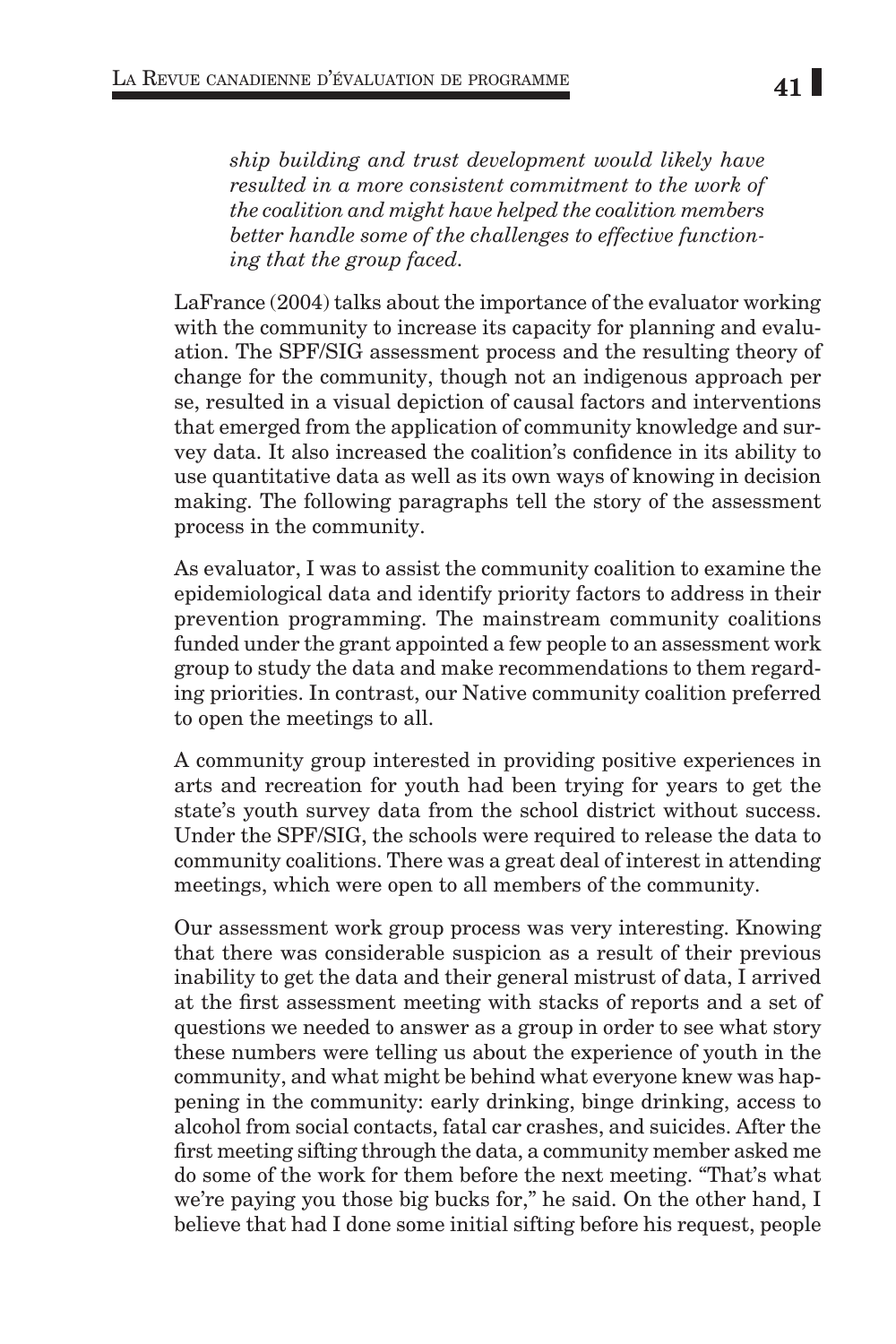*ship building and trust development would likely have resulted in a more consistent commitment to the work of the coalition and might have helped the coalition members better handle some of the challenges to effective functioning that the group faced.*

LaFrance (2004) talks about the importance of the evaluator working with the community to increase its capacity for planning and evaluation. The SPF/SIG assessment process and the resulting theory of change for the community, though not an indigenous approach per se, resulted in a visual depiction of causal factors and interventions that emerged from the application of community knowledge and survey data. It also increased the coalition's confidence in its ability to use quantitative data as well as its own ways of knowing in decision making. The following paragraphs tell the story of the assessment process in the community.

As evaluator, I was to assist the community coalition to examine the epidemiological data and identify priority factors to address in their prevention programming. The mainstream community coalitions funded under the grant appointed a few people to an assessment work group to study the data and make recommendations to them regarding priorities. In contrast, our Native community coalition preferred to open the meetings to all.

A community group interested in providing positive experiences in arts and recreation for youth had been trying for years to get the state's youth survey data from the school district without success. Under the SPF/SIG, the schools were required to release the data to community coalitions. There was a great deal of interest in attending meetings, which were open to all members of the community.

Our assessment work group process was very interesting. Knowing that there was considerable suspicion as a result of their previous inability to get the data and their general mistrust of data, I arrived at the first assessment meeting with stacks of reports and a set of questions we needed to answer as a group in order to see what story these numbers were telling us about the experience of youth in the community, and what might be behind what everyone knew was happening in the community: early drinking, binge drinking, access to alcohol from social contacts, fatal car crashes, and suicides. After the first meeting sifting through the data, a community member asked me do some of the work for them before the next meeting. "That's what we're paying you those big bucks for," he said. On the other hand, I believe that had I done some initial sifting before his request, people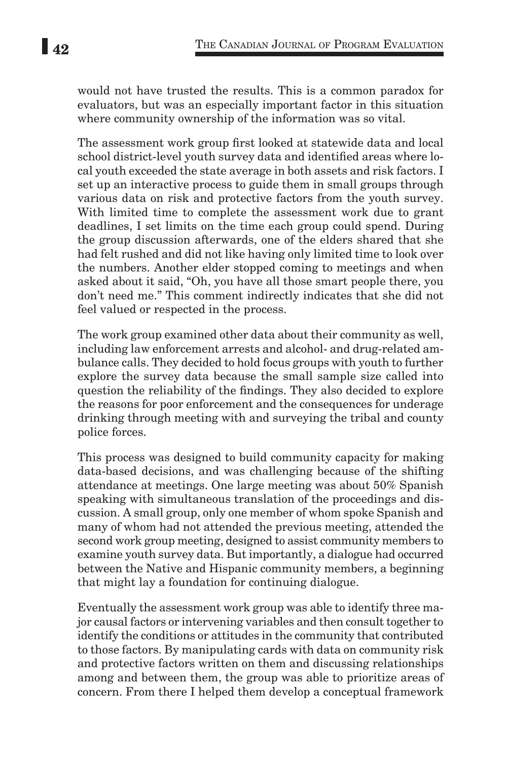would not have trusted the results. This is a common paradox for evaluators, but was an especially important factor in this situation where community ownership of the information was so vital.

The assessment work group first looked at statewide data and local school district-level youth survey data and identified areas where local youth exceeded the state average in both assets and risk factors. I set up an interactive process to guide them in small groups through various data on risk and protective factors from the youth survey. With limited time to complete the assessment work due to grant deadlines, I set limits on the time each group could spend. During the group discussion afterwards, one of the elders shared that she had felt rushed and did not like having only limited time to look over the numbers. Another elder stopped coming to meetings and when asked about it said, "Oh, you have all those smart people there, you don't need me." This comment indirectly indicates that she did not feel valued or respected in the process.

The work group examined other data about their community as well, including law enforcement arrests and alcohol- and drug-related ambulance calls. They decided to hold focus groups with youth to further explore the survey data because the small sample size called into question the reliability of the findings. They also decided to explore the reasons for poor enforcement and the consequences for underage drinking through meeting with and surveying the tribal and county police forces.

This process was designed to build community capacity for making data-based decisions, and was challenging because of the shifting attendance at meetings. One large meeting was about 50% Spanish speaking with simultaneous translation of the proceedings and discussion. A small group, only one member of whom spoke Spanish and many of whom had not attended the previous meeting, attended the second work group meeting, designed to assist community members to examine youth survey data. But importantly, a dialogue had occurred between the Native and Hispanic community members, a beginning that might lay a foundation for continuing dialogue.

Eventually the assessment work group was able to identify three major causal factors or intervening variables and then consult together to identify the conditions or attitudes in the community that contributed to those factors. By manipulating cards with data on community risk and protective factors written on them and discussing relationships among and between them, the group was able to prioritize areas of concern. From there I helped them develop a conceptual framework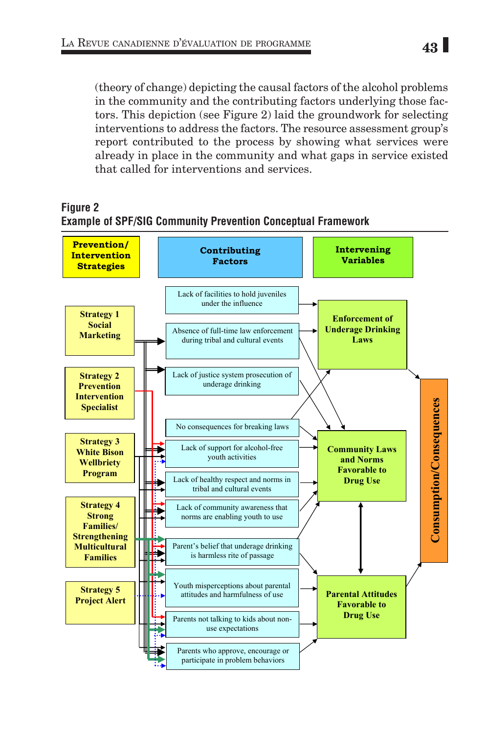(theory of change) depicting the causal factors of the alcohol problems in the community and the contributing factors underlying those factors. This depiction (see Figure 2) laid the groundwork for selecting interventions to address the factors. The resource assessment group's report contributed to the process by showing what services were already in place in the community and what gaps in service existed that called for interventions and services.

**Figure 2**
**Example of SPF/SIG Community Prevention Conceptual Framework**

| Prevention/ Intervention Strategies | Contributing Factors | Intervening Variables |
|---|---|---|
| Strategy 1 Social Marketing | Lack of facilities to hold juveniles under the influence | Enforcement of Underage Drinking Laws |
| Strategy 2 Prevention Intervention Specialist | Absence of full-time law enforcement during tribal and cultural events | Community Laws and Norms Favorable to Drug Use |
| Strategy 3 White Bison Wellbriety Program | Lack of justice system prosecution of underage drinking | Parental Attitudes Favorable to Drug Use |
| Strategy 4 Strong Families/ Strengthening Multicultural Families | No consequences for breaking laws | |
| Strategy 5 Project Alert | Lack of support for alcohol-free youth activities | |
| | Lack of healthy respect and norms in tribal and cultural events | |
| | Lack of community awareness that norms are enabling youth to use | |
| | Parent's belief that underage drinking is harmless rite of passage | |
| | Youth misperceptions about parental attitudes and harmfulness of use | |
| | Parents not talking to kids about non-use expectations | |
| | Parents who approve, encourage or participate in problem behaviors | |

Consumption/Consequences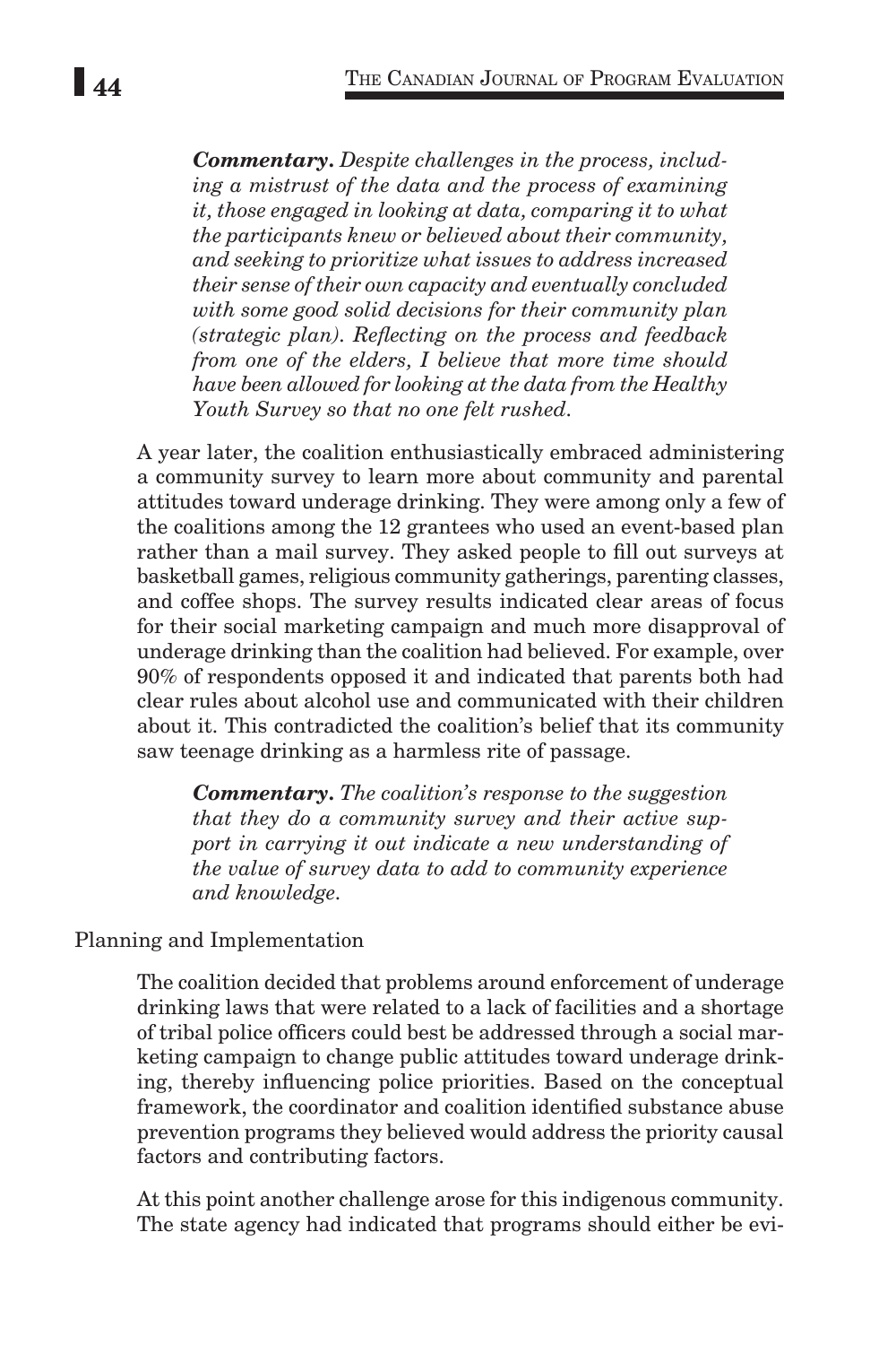***Commentary.*** *Despite challenges in the process, including a mistrust of the data and the process of examining it, those engaged in looking at data, comparing it to what the participants knew or believed about their community, and seeking to prioritize what issues to address increased their sense of their own capacity and eventually concluded with some good solid decisions for their community plan (strategic plan). Reflecting on the process and feedback from one of the elders, I believe that more time should have been allowed for looking at the data from the Healthy Youth Survey so that no one felt rushed.*

A year later, the coalition enthusiastically embraced administering a community survey to learn more about community and parental attitudes toward underage drinking. They were among only a few of the coalitions among the 12 grantees who used an event-based plan rather than a mail survey. They asked people to fill out surveys at basketball games, religious community gatherings, parenting classes, and coffee shops. The survey results indicated clear areas of focus for their social marketing campaign and much more disapproval of underage drinking than the coalition had believed. For example, over 90% of respondents opposed it and indicated that parents both had clear rules about alcohol use and communicated with their children about it. This contradicted the coalition's belief that its community saw teenage drinking as a harmless rite of passage.

***Commentary.*** *The coalition's response to the suggestion that they do a community survey and their active support in carrying it out indicate a new understanding of the value of survey data to add to community experience and knowledge.*

Planning and Implementation

The coalition decided that problems around enforcement of underage drinking laws that were related to a lack of facilities and a shortage of tribal police officers could best be addressed through a social marketing campaign to change public attitudes toward underage drinking, thereby influencing police priorities. Based on the conceptual framework, the coordinator and coalition identified substance abuse prevention programs they believed would address the priority causal factors and contributing factors.

At this point another challenge arose for this indigenous community. The state agency had indicated that programs should either be evi-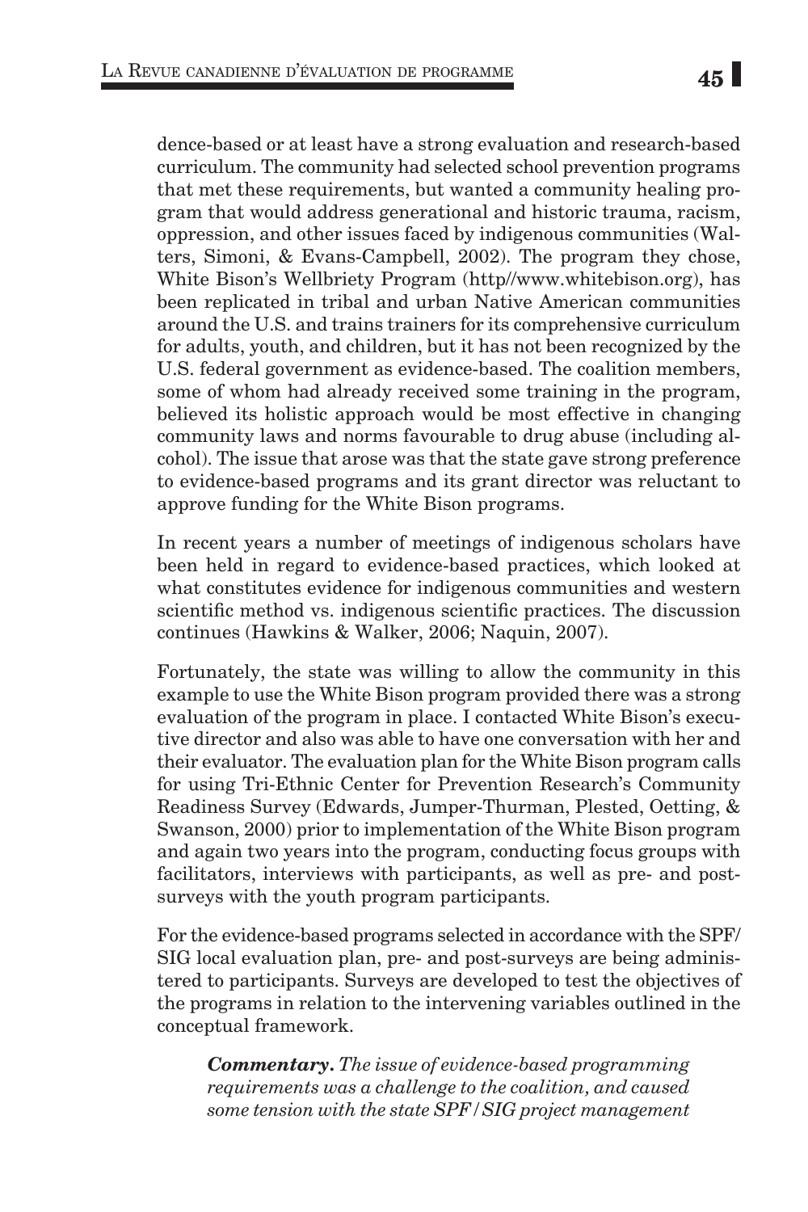dence-based or at least have a strong evaluation and research-based curriculum. The community had selected school prevention programs that met these requirements, but wanted a community healing program that would address generational and historic trauma, racism, oppression, and other issues faced by indigenous communities (Walters, Simoni, & Evans-Campbell, 2002). The program they chose, White Bison's Wellbriety Program (http//www.whitebison.org), has been replicated in tribal and urban Native American communities around the U.S. and trains trainers for its comprehensive curriculum for adults, youth, and children, but it has not been recognized by the U.S. federal government as evidence-based. The coalition members, some of whom had already received some training in the program, believed its holistic approach would be most effective in changing community laws and norms favourable to drug abuse (including alcohol). The issue that arose was that the state gave strong preference to evidence-based programs and its grant director was reluctant to approve funding for the White Bison programs.

In recent years a number of meetings of indigenous scholars have been held in regard to evidence-based practices, which looked at what constitutes evidence for indigenous communities and western scientific method vs. indigenous scientific practices. The discussion continues (Hawkins & Walker, 2006; Naquin, 2007).

Fortunately, the state was willing to allow the community in this example to use the White Bison program provided there was a strong evaluation of the program in place. I contacted White Bison's executive director and also was able to have one conversation with her and their evaluator. The evaluation plan for the White Bison program calls for using Tri-Ethnic Center for Prevention Research's Community Readiness Survey (Edwards, Jumper-Thurman, Plested, Oetting, & Swanson, 2000) prior to implementation of the White Bison program and again two years into the program, conducting focus groups with facilitators, interviews with participants, as well as pre- and post-surveys with the youth program participants.

For the evidence-based programs selected in accordance with the SPF/SIG local evaluation plan, pre- and post-surveys are being administered to participants. Surveys are developed to test the objectives of the programs in relation to the intervening variables outlined in the conceptual framework.

> ***Commentary.*** *The issue of evidence-based programming requirements was a challenge to the coalition, and caused some tension with the state SPF/SIG project management*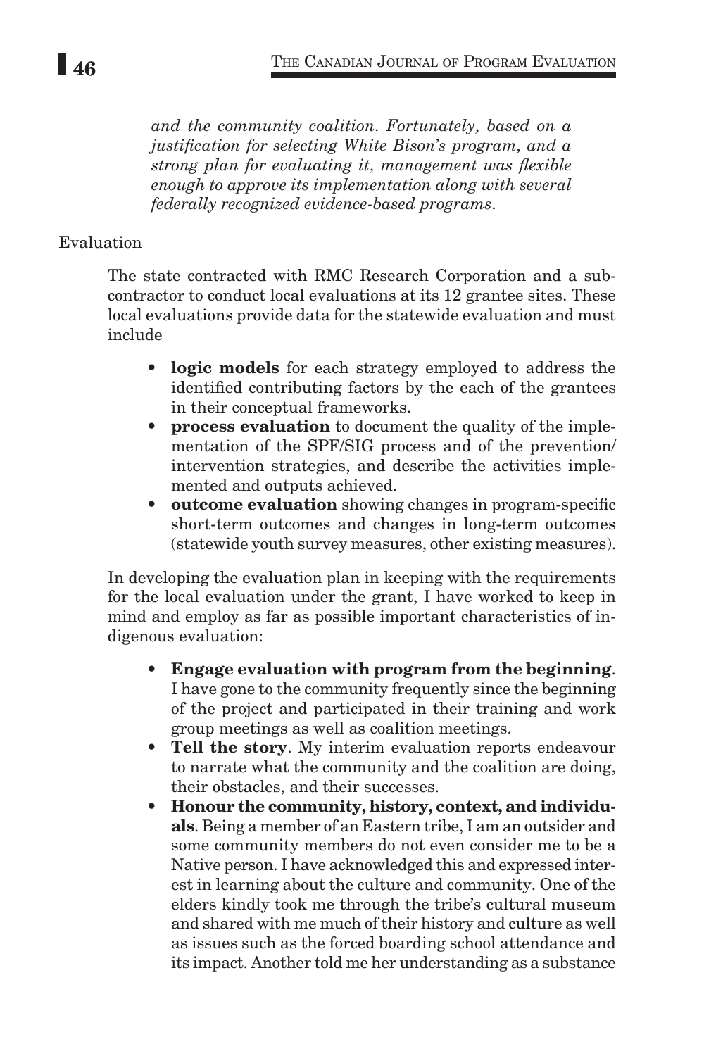*and the community coalition. Fortunately, based on a justification for selecting White Bison's program, and a strong plan for evaluating it, management was flexible enough to approve its implementation along with several federally recognized evidence-based programs.*

Evaluation

The state contracted with RMC Research Corporation and a subcontractor to conduct local evaluations at its 12 grantee sites. These local evaluations provide data for the statewide evaluation and must include

- **logic models** for each strategy employed to address the identified contributing factors by the each of the grantees in their conceptual frameworks.
- **process evaluation** to document the quality of the implementation of the SPF/SIG process and of the prevention/intervention strategies, and describe the activities implemented and outputs achieved.
- **outcome evaluation** showing changes in program-specific short-term outcomes and changes in long-term outcomes (statewide youth survey measures, other existing measures).

In developing the evaluation plan in keeping with the requirements for the local evaluation under the grant, I have worked to keep in mind and employ as far as possible important characteristics of indigenous evaluation:

- **Engage evaluation with program from the beginning**. I have gone to the community frequently since the beginning of the project and participated in their training and work group meetings as well as coalition meetings.
- **Tell the story**. My interim evaluation reports endeavour to narrate what the community and the coalition are doing, their obstacles, and their successes.
- **Honour the community, history, context, and individuals**. Being a member of an Eastern tribe, I am an outsider and some community members do not even consider me to be a Native person. I have acknowledged this and expressed interest in learning about the culture and community. One of the elders kindly took me through the tribe's cultural museum and shared with me much of their history and culture as well as issues such as the forced boarding school attendance and its impact. Another told me her understanding as a substance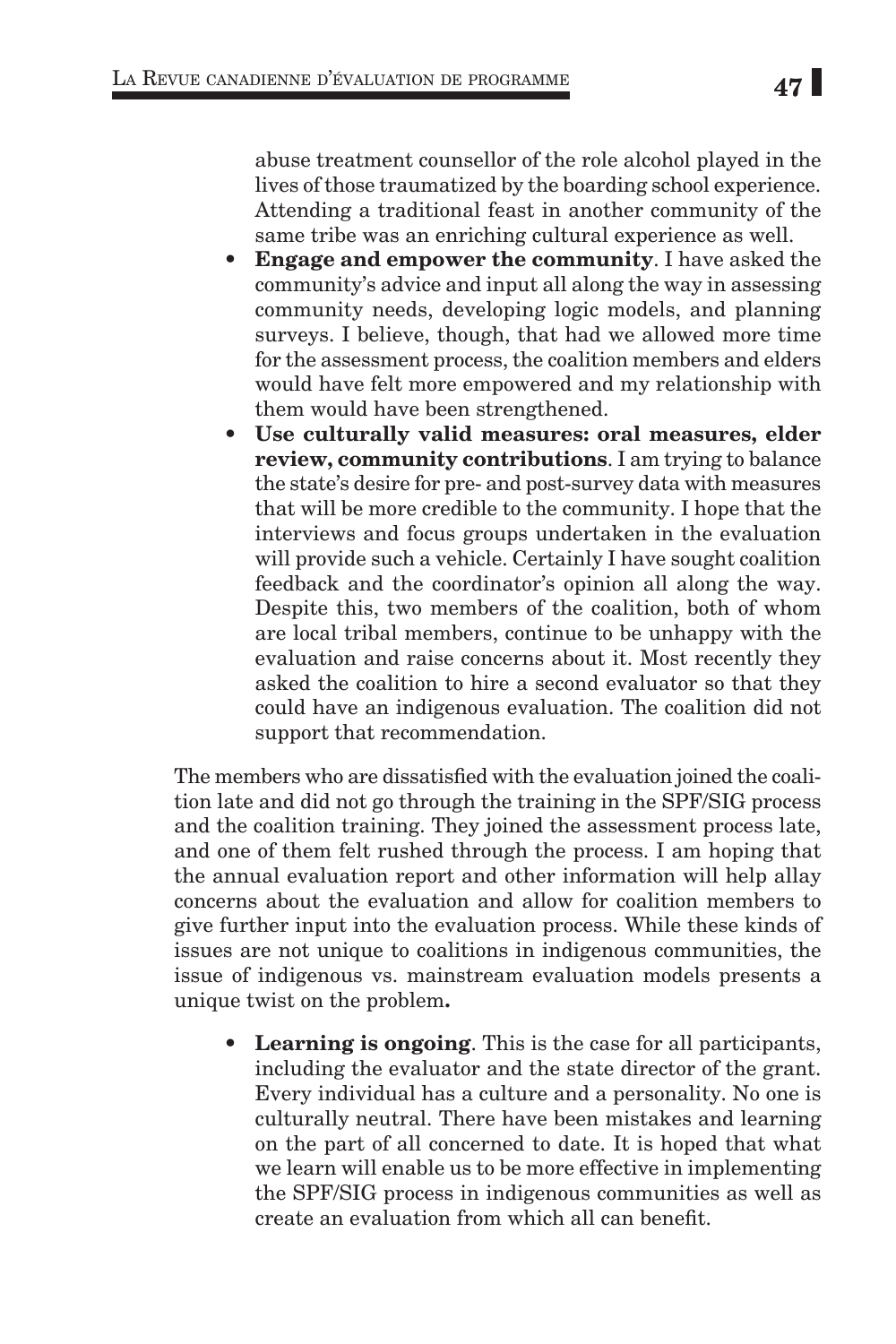abuse treatment counsellor of the role alcohol played in the lives of those traumatized by the boarding school experience. Attending a traditional feast in another community of the same tribe was an enriching cultural experience as well.

- **Engage and empower the community**. I have asked the community's advice and input all along the way in assessing community needs, developing logic models, and planning surveys. I believe, though, that had we allowed more time for the assessment process, the coalition members and elders would have felt more empowered and my relationship with them would have been strengthened.
- **Use culturally valid measures: oral measures, elder review, community contributions**. I am trying to balance the state's desire for pre- and post-survey data with measures that will be more credible to the community. I hope that the interviews and focus groups undertaken in the evaluation will provide such a vehicle. Certainly I have sought coalition feedback and the coordinator's opinion all along the way. Despite this, two members of the coalition, both of whom are local tribal members, continue to be unhappy with the evaluation and raise concerns about it. Most recently they asked the coalition to hire a second evaluator so that they could have an indigenous evaluation. The coalition did not support that recommendation.

The members who are dissatisfied with the evaluation joined the coalition late and did not go through the training in the SPF/SIG process and the coalition training. They joined the assessment process late, and one of them felt rushed through the process. I am hoping that the annual evaluation report and other information will help allay concerns about the evaluation and allow for coalition members to give further input into the evaluation process. While these kinds of issues are not unique to coalitions in indigenous communities, the issue of indigenous vs. mainstream evaluation models presents a unique twist on the problem**.**

- **Learning is ongoing**. This is the case for all participants, including the evaluator and the state director of the grant. Every individual has a culture and a personality. No one is culturally neutral. There have been mistakes and learning on the part of all concerned to date. It is hoped that what we learn will enable us to be more effective in implementing the SPF/SIG process in indigenous communities as well as create an evaluation from which all can benefit.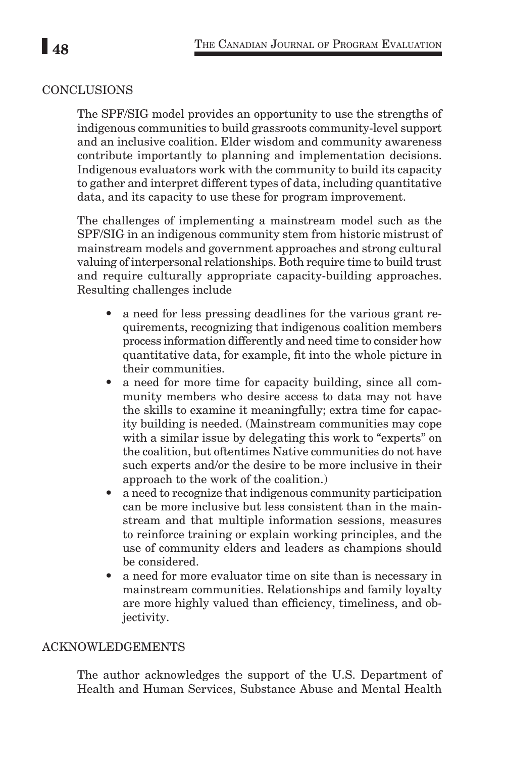## CONCLUSIONS

The SPF/SIG model provides an opportunity to use the strengths of indigenous communities to build grassroots community-level support and an inclusive coalition. Elder wisdom and community awareness contribute importantly to planning and implementation decisions. Indigenous evaluators work with the community to build its capacity to gather and interpret different types of data, including quantitative data, and its capacity to use these for program improvement.

The challenges of implementing a mainstream model such as the SPF/SIG in an indigenous community stem from historic mistrust of mainstream models and government approaches and strong cultural valuing of interpersonal relationships. Both require time to build trust and require culturally appropriate capacity-building approaches. Resulting challenges include

- a need for less pressing deadlines for the various grant requirements, recognizing that indigenous coalition members process information differently and need time to consider how quantitative data, for example, fit into the whole picture in their communities.
- a need for more time for capacity building, since all community members who desire access to data may not have the skills to examine it meaningfully; extra time for capacity building is needed. (Mainstream communities may cope with a similar issue by delegating this work to "experts" on the coalition, but oftentimes Native communities do not have such experts and/or the desire to be more inclusive in their approach to the work of the coalition.)
- a need to recognize that indigenous community participation can be more inclusive but less consistent than in the mainstream and that multiple information sessions, measures to reinforce training or explain working principles, and the use of community elders and leaders as champions should be considered.
- a need for more evaluator time on site than is necessary in mainstream communities. Relationships and family loyalty are more highly valued than efficiency, timeliness, and objectivity.

## ACKNOWLEDGEMENTS

The author acknowledges the support of the U.S. Department of Health and Human Services, Substance Abuse and Mental Health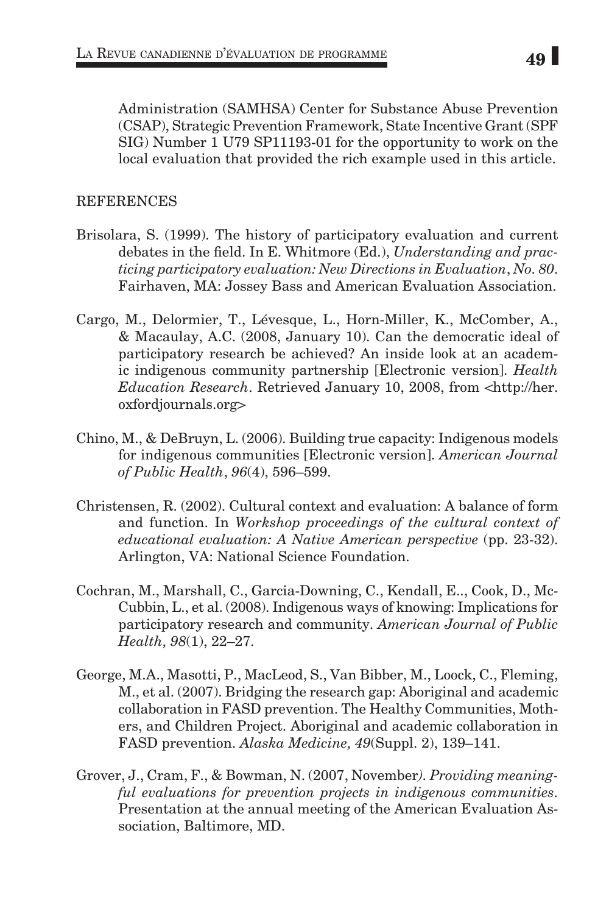Administration (SAMHSA) Center for Substance Abuse Prevention (CSAP), Strategic Prevention Framework, State Incentive Grant (SPF SIG) Number 1 U79 SP11193-01 for the opportunity to work on the local evaluation that provided the rich example used in this article.

## REFERENCES

Brisolara, S. (1999). The history of participatory evaluation and current debates in the field. In E. Whitmore (Ed.), *Understanding and practicing participatory evaluation: New Directions in Evaluation*, *No. 80*. Fairhaven, MA: Jossey Bass and American Evaluation Association.

Cargo, M., Delormier, T., Lévesque, L., Horn-Miller, K., McComber, A., & Macaulay, A.C. (2008, January 10). Can the democratic ideal of participatory research be achieved? An inside look at an academic indigenous community partnership [Electronic version]. *Health Education Research*. Retrieved January 10, 2008, from <http://her.oxfordjournals.org>

Chino, M., & DeBruyn, L. (2006). Building true capacity: Indigenous models for indigenous communities [Electronic version]. *American Journal of Public Health*, *96*(4), 596–599.

Christensen, R. (2002). Cultural context and evaluation: A balance of form and function. In *Workshop proceedings of the cultural context of educational evaluation: A Native American perspective* (pp. 23-32). Arlington, VA: National Science Foundation.

Cochran, M., Marshall, C., Garcia-Downing, C., Kendall, E.., Cook, D., McCubbin, L., et al. (2008). Indigenous ways of knowing: Implications for participatory research and community. *American Journal of Public Health, 98*(1), 22–27.

George, M.A., Masotti, P., MacLeod, S., Van Bibber, M., Loock, C., Fleming, M., et al. (2007). Bridging the research gap: Aboriginal and academic collaboration in FASD prevention. The Healthy Communities, Mothers, and Children Project. Aboriginal and academic collaboration in FASD prevention. *Alaska Medicine, 49*(Suppl. 2), 139–141.

Grover, J., Cram, F., & Bowman, N. (2007, November*). Providing meaningful evaluations for prevention projects in indigenous communities*. Presentation at the annual meeting of the American Evaluation Association, Baltimore, MD.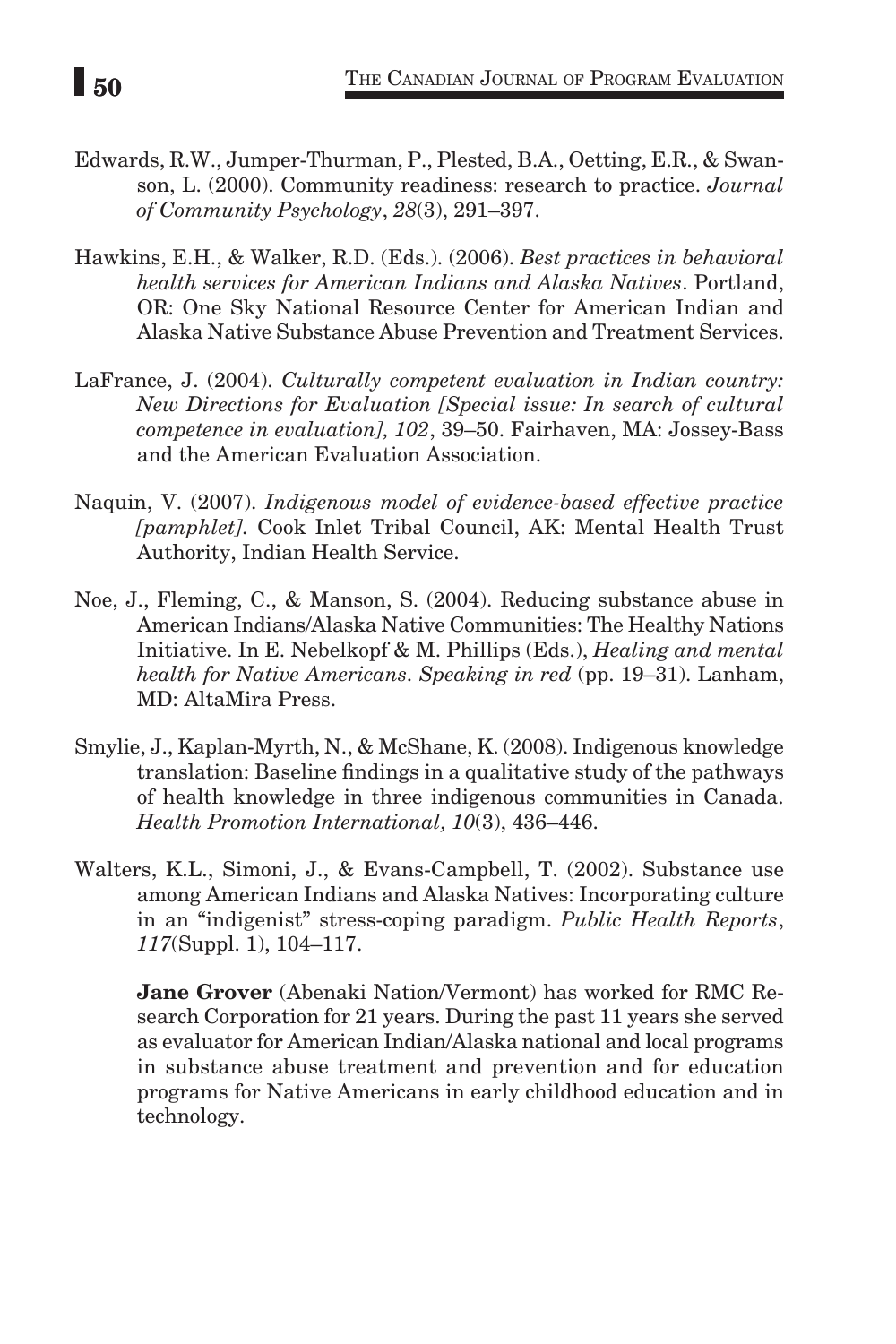Edwards, R.W., Jumper-Thurman, P., Plested, B.A., Oetting, E.R., & Swanson, L. (2000). Community readiness: research to practice. *Journal of Community Psychology*, *28*(3), 291–397.

Hawkins, E.H., & Walker, R.D. (Eds.). (2006). *Best practices in behavioral health services for American Indians and Alaska Natives*. Portland, OR: One Sky National Resource Center for American Indian and Alaska Native Substance Abuse Prevention and Treatment Services.

LaFrance, J. (2004). *Culturally competent evaluation in Indian country: New Directions for Evaluation [Special issue: In search of cultural competence in evaluation], 102*, 39–50. Fairhaven, MA: Jossey-Bass and the American Evaluation Association.

Naquin, V. (2007). *Indigenous model of evidence-based effective practice [pamphlet].* Cook Inlet Tribal Council, AK: Mental Health Trust Authority, Indian Health Service.

Noe, J., Fleming, C., & Manson, S. (2004). Reducing substance abuse in American Indians/Alaska Native Communities: The Healthy Nations Initiative. In E. Nebelkopf & M. Phillips (Eds.), *Healing and mental health for Native Americans. Speaking in red* (pp. 19–31). Lanham, MD: AltaMira Press.

Smylie, J., Kaplan-Myrth, N., & McShane, K. (2008). Indigenous knowledge translation: Baseline findings in a qualitative study of the pathways of health knowledge in three indigenous communities in Canada. *Health Promotion International, 10*(3), 436–446.

Walters, K.L., Simoni, J., & Evans-Campbell, T. (2002). Substance use among American Indians and Alaska Natives: Incorporating culture in an "indigenist" stress-coping paradigm. *Public Health Reports*, *117*(Suppl. 1), 104–117.

**Jane Grover** (Abenaki Nation/Vermont) has worked for RMC Research Corporation for 21 years. During the past 11 years she served as evaluator for American Indian/Alaska national and local programs in substance abuse treatment and prevention and for education programs for Native Americans in early childhood education and in technology.